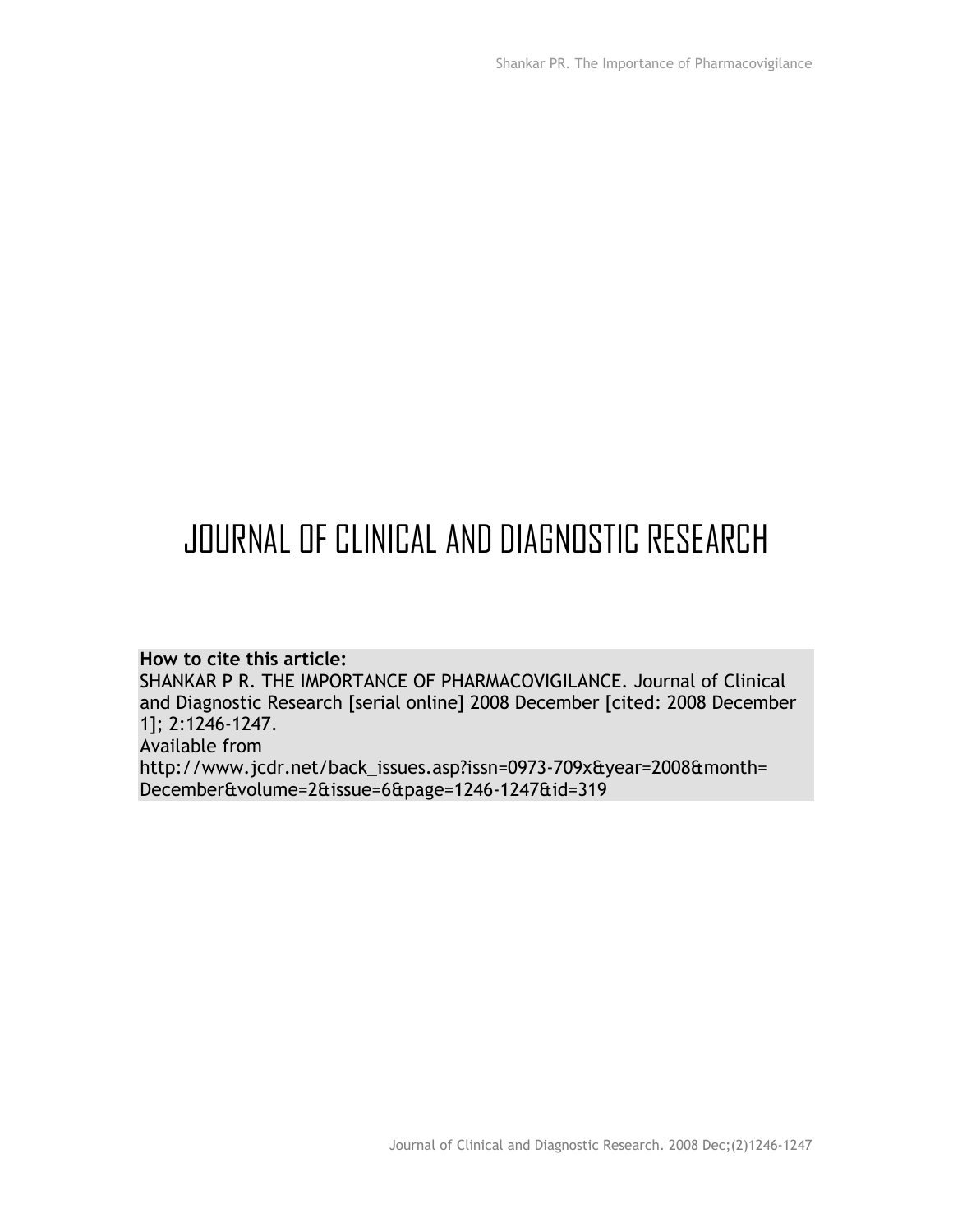# JOURNAL OF CLINICAL AND DIAGNOSTIC RESEARCH

**How to cite this article:**
SHANKAR P R. THE IMPORTANCE OF PHARMACOVIGILANCE. Journal of Clinical and Diagnostic Research [serial online] 2008 December [cited: 2008 December 1]; 2:1246-1247.
Available from
http://www.jcdr.net/back_issues.asp?issn=0973-709x&year=2008&month=December&volume=2&issue=6&page=1246-1247&id=319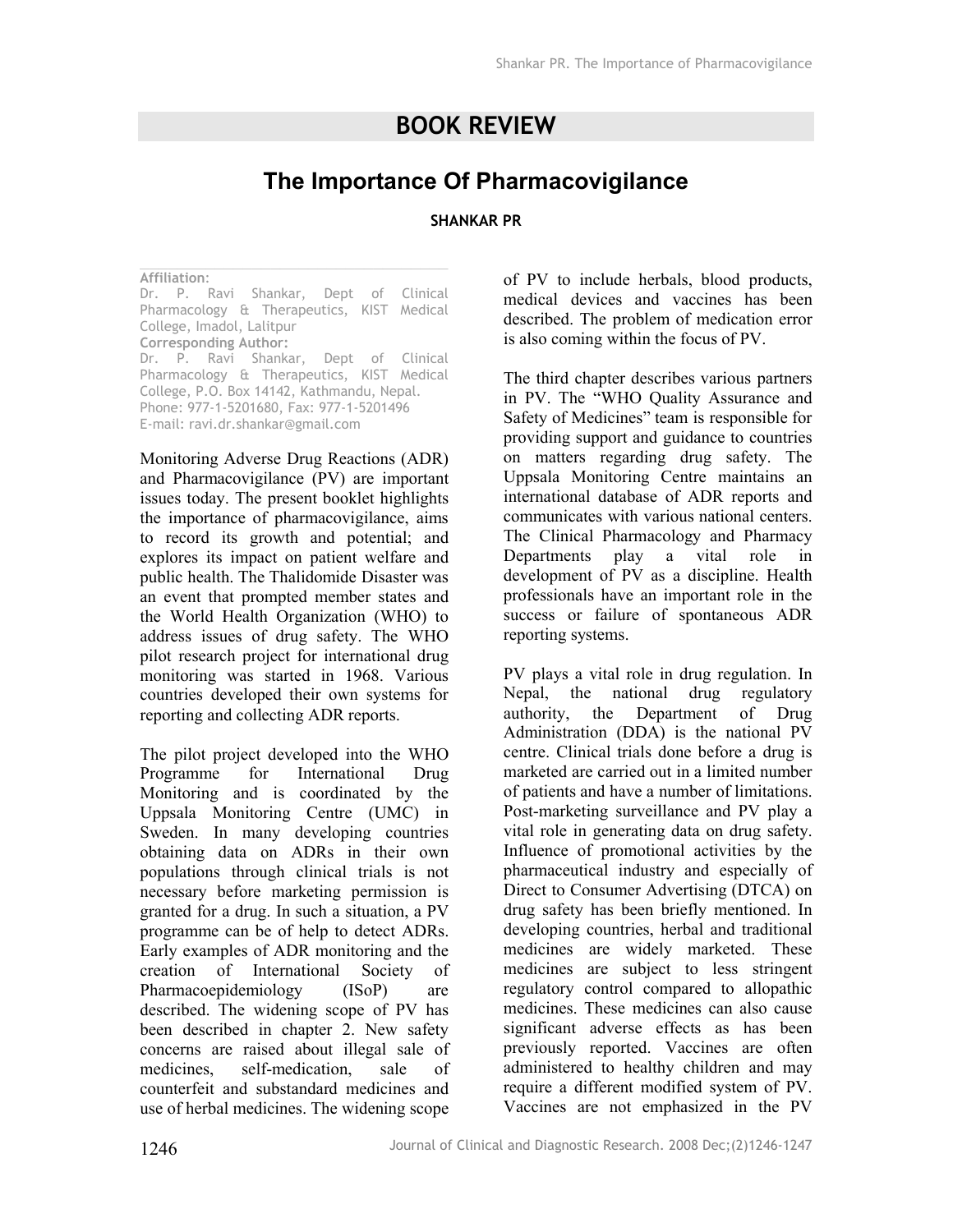# BOOK REVIEW

## The Importance Of Pharmacovigilance

**SHANKAR PR**

**Affiliation:**
Dr. P. Ravi Shankar, Dept of Clinical Pharmacology & Therapeutics, KIST Medical College, Imadol, Lalitpur
**Corresponding Author:**
Dr. P. Ravi Shankar, Dept of Clinical Pharmacology & Therapeutics, KIST Medical College, P.O. Box 14142, Kathmandu, Nepal.
Phone: 977-1-5201680, Fax: 977-1-5201496
E-mail: ravi.dr.shankar@gmail.com

Monitoring Adverse Drug Reactions (ADR) and Pharmacovigilance (PV) are important issues today. The present booklet highlights the importance of pharmacovigilance, aims to record its growth and potential; and explores its impact on patient welfare and public health. The Thalidomide Disaster was an event that prompted member states and the World Health Organization (WHO) to address issues of drug safety. The WHO pilot research project for international drug monitoring was started in 1968. Various countries developed their own systems for reporting and collecting ADR reports.

The pilot project developed into the WHO Programme for International Drug Monitoring and is coordinated by the Uppsala Monitoring Centre (UMC) in Sweden. In many developing countries obtaining data on ADRs in their own populations through clinical trials is not necessary before marketing permission is granted for a drug. In such a situation, a PV programme can be of help to detect ADRs. Early examples of ADR monitoring and the creation of International Society of Pharmacoepidemiology (ISoP) are described. The widening scope of PV has been described in chapter 2. New safety concerns are raised about illegal sale of medicines, self-medication, sale of counterfeit and substandard medicines and use of herbal medicines. The widening scope of PV to include herbals, blood products, medical devices and vaccines has been described. The problem of medication error is also coming within the focus of PV.

The third chapter describes various partners in PV. The "WHO Quality Assurance and Safety of Medicines" team is responsible for providing support and guidance to countries on matters regarding drug safety. The Uppsala Monitoring Centre maintains an international database of ADR reports and communicates with various national centers. The Clinical Pharmacology and Pharmacy Departments play a vital role in development of PV as a discipline. Health professionals have an important role in the success or failure of spontaneous ADR reporting systems.

PV plays a vital role in drug regulation. In Nepal, the national drug regulatory authority, the Department of Drug Administration (DDA) is the national PV centre. Clinical trials done before a drug is marketed are carried out in a limited number of patients and have a number of limitations. Post-marketing surveillance and PV play a vital role in generating data on drug safety. Influence of promotional activities by the pharmaceutical industry and especially of Direct to Consumer Advertising (DTCA) on drug safety has been briefly mentioned. In developing countries, herbal and traditional medicines are widely marketed. These medicines are subject to less stringent regulatory control compared to allopathic medicines. These medicines can also cause significant adverse effects as has been previously reported. Vaccines are often administered to healthy children and may require a different modified system of PV. Vaccines are not emphasized in the PV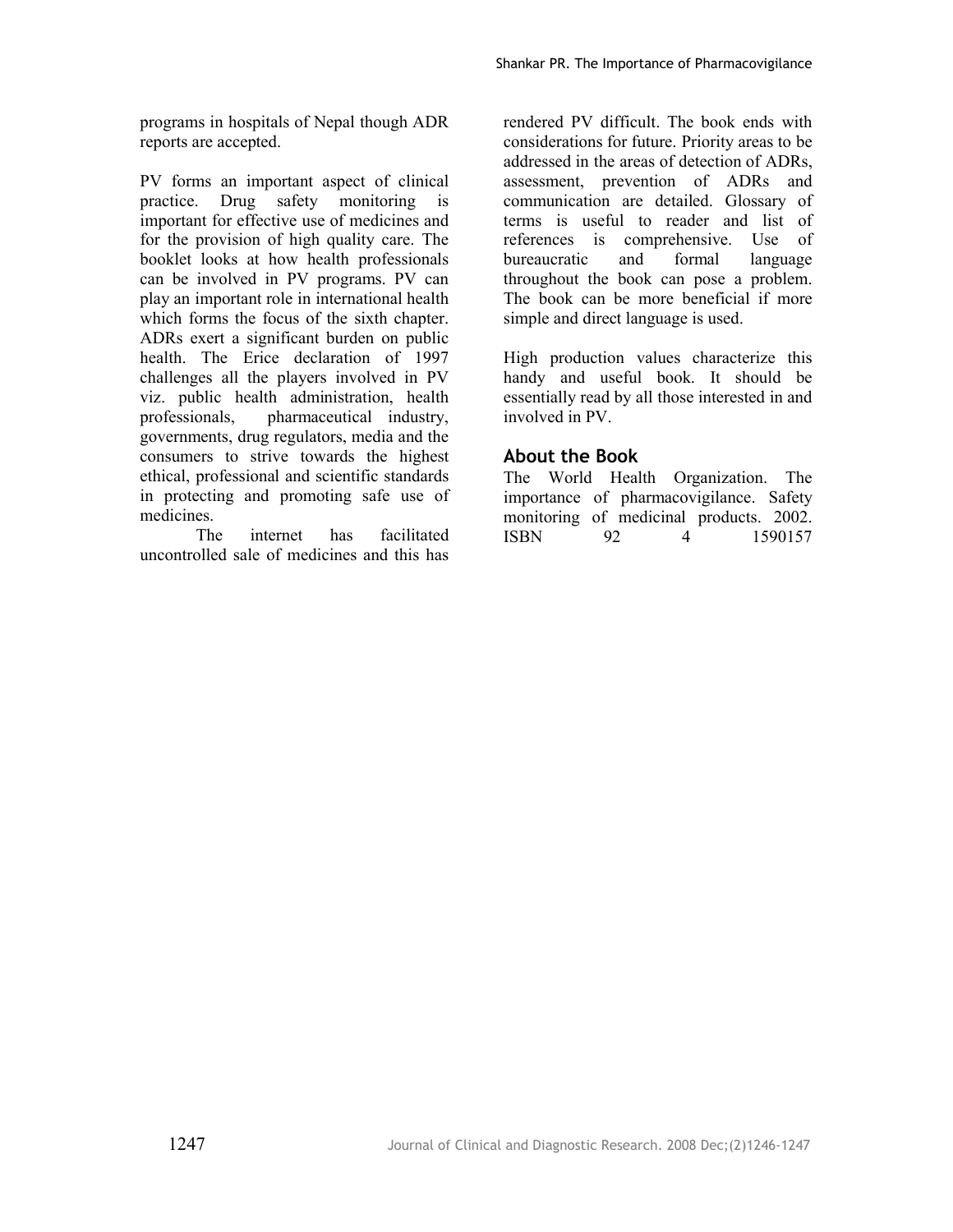programs in hospitals of Nepal though ADR reports are accepted.

PV forms an important aspect of clinical practice. Drug safety monitoring is important for effective use of medicines and for the provision of high quality care. The booklet looks at how health professionals can be involved in PV programs. PV can play an important role in international health which forms the focus of the sixth chapter. ADRs exert a significant burden on public health. The Erice declaration of 1997 challenges all the players involved in PV viz. public health administration, health professionals, pharmaceutical industry, governments, drug regulators, media and the consumers to strive towards the highest ethical, professional and scientific standards in protecting and promoting safe use of medicines.

The internet has facilitated uncontrolled sale of medicines and this has rendered PV difficult. The book ends with considerations for future. Priority areas to be addressed in the areas of detection of ADRs, assessment, prevention of ADRs and communication are detailed. Glossary of terms is useful to reader and list of references is comprehensive. Use of bureaucratic and formal language throughout the book can pose a problem. The book can be more beneficial if more simple and direct language is used.

High production values characterize this handy and useful book. It should be essentially read by all those interested in and involved in PV.

## About the Book

The World Health Organization. The importance of pharmacovigilance. Safety monitoring of medicinal products. 2002. ISBN 92 4 1590157